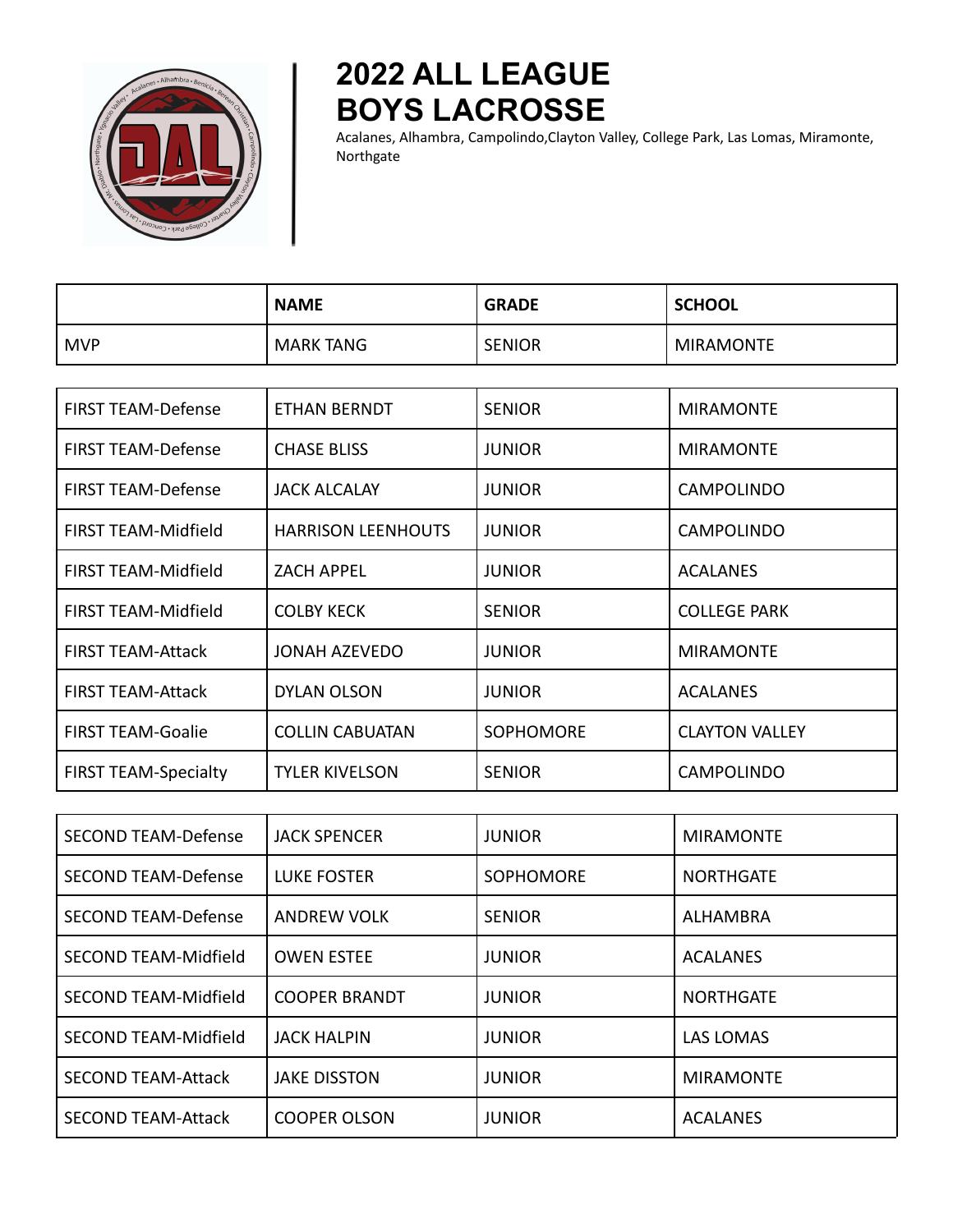# 2022 ALL LEAGUE BOYS LACROSSE

Acalanes, Alhambra, Campolindo,Clayton Valley, College Park, Las Lomas, Miramonte, Northgate

| | NAME | GRADE | SCHOOL |
|---|---|---|---|
| MVP | MARK TANG | SENIOR | MIRAMONTE |

| | | | |
|---|---|---|---|
| FIRST TEAM-Defense | ETHAN BERNDT | SENIOR | MIRAMONTE |
| FIRST TEAM-Defense | CHASE BLISS | JUNIOR | MIRAMONTE |
| FIRST TEAM-Defense | JACK ALCALAY | JUNIOR | CAMPOLINDO |
| FIRST TEAM-Midfield | HARRISON LEENHOUTS | JUNIOR | CAMPOLINDO |
| FIRST TEAM-Midfield | ZACH APPEL | JUNIOR | ACALANES |
| FIRST TEAM-Midfield | COLBY KECK | SENIOR | COLLEGE PARK |
| FIRST TEAM-Attack | JONAH AZEVEDO | JUNIOR | MIRAMONTE |
| FIRST TEAM-Attack | DYLAN OLSON | JUNIOR | ACALANES |
| FIRST TEAM-Goalie | COLLIN CABUATAN | SOPHOMORE | CLAYTON VALLEY |
| FIRST TEAM-Specialty | TYLER KIVELSON | SENIOR | CAMPOLINDO |

| | | | |
|---|---|---|---|
| SECOND TEAM-Defense | JACK SPENCER | JUNIOR | MIRAMONTE |
| SECOND TEAM-Defense | LUKE FOSTER | SOPHOMORE | NORTHGATE |
| SECOND TEAM-Defense | ANDREW VOLK | SENIOR | ALHAMBRA |
| SECOND TEAM-Midfield | OWEN ESTEE | JUNIOR | ACALANES |
| SECOND TEAM-Midfield | COOPER BRANDT | JUNIOR | NORTHGATE |
| SECOND TEAM-Midfield | JACK HALPIN | JUNIOR | LAS LOMAS |
| SECOND TEAM-Attack | JAKE DISSTON | JUNIOR | MIRAMONTE |
| SECOND TEAM-Attack | COOPER OLSON | JUNIOR | ACALANES |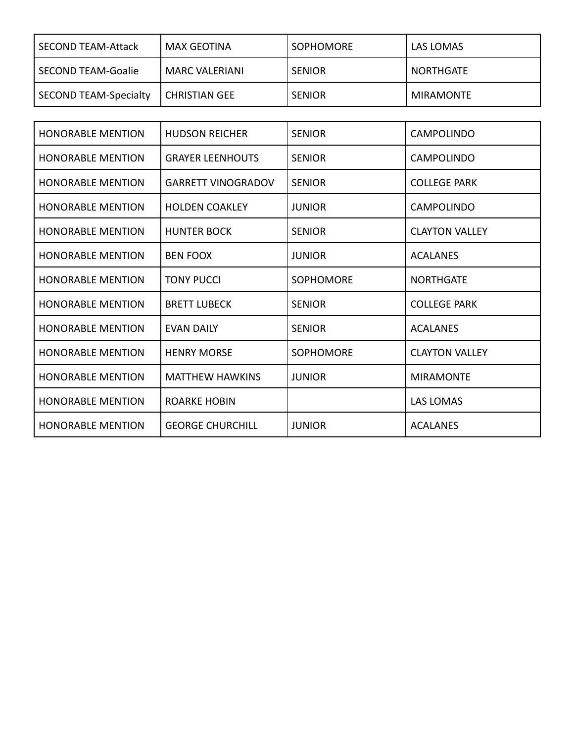| | | | |
|---|---|---|---|
| SECOND TEAM-Attack | MAX GEOTINA | SOPHOMORE | LAS LOMAS |
| SECOND TEAM-Goalie | MARC VALERIANI | SENIOR | NORTHGATE |
| SECOND TEAM-Specialty | CHRISTIAN GEE | SENIOR | MIRAMONTE |

| | | | |
|---|---|---|---|
| HONORABLE MENTION | HUDSON REICHER | SENIOR | CAMPOLINDO |
| HONORABLE MENTION | GRAYER LEENHOUTS | SENIOR | CAMPOLINDO |
| HONORABLE MENTION | GARRETT VINOGRADOV | SENIOR | COLLEGE PARK |
| HONORABLE MENTION | HOLDEN COAKLEY | JUNIOR | CAMPOLINDO |
| HONORABLE MENTION | HUNTER BOCK | SENIOR | CLAYTON VALLEY |
| HONORABLE MENTION | BEN FOOX | JUNIOR | ACALANES |
| HONORABLE MENTION | TONY PUCCI | SOPHOMORE | NORTHGATE |
| HONORABLE MENTION | BRETT LUBECK | SENIOR | COLLEGE PARK |
| HONORABLE MENTION | EVAN DAILY | SENIOR | ACALANES |
| HONORABLE MENTION | HENRY MORSE | SOPHOMORE | CLAYTON VALLEY |
| HONORABLE MENTION | MATTHEW HAWKINS | JUNIOR | MIRAMONTE |
| HONORABLE MENTION | ROARKE HOBIN | | LAS LOMAS |
| HONORABLE MENTION | GEORGE CHURCHILL | JUNIOR | ACALANES |